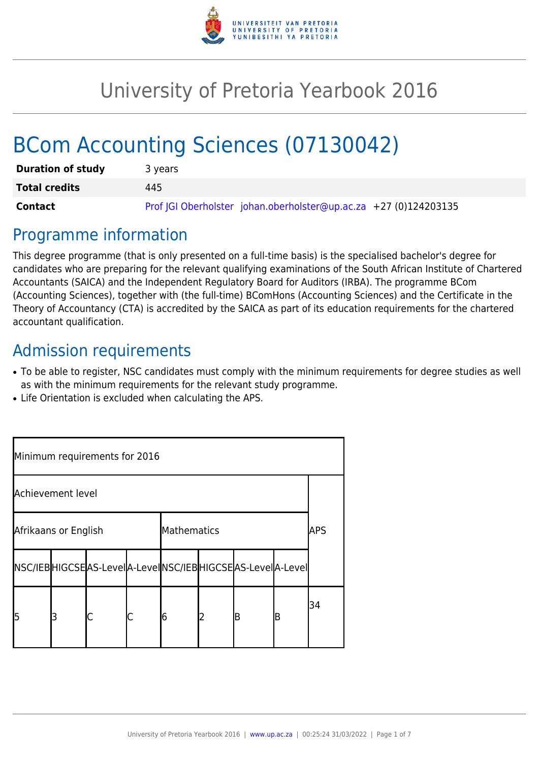# University of Pretoria Yearbook 2016

# BCom Accounting Sciences (07130042)

| | |
|---|---|
| **Duration of study** | 3 years |
| **Total credits** | 445 |
| **Contact** | Prof JGI Oberholster johan.oberholster@up.ac.za +27 (0)124203135 |

## Programme information

This degree programme (that is only presented on a full-time basis) is the specialised bachelor's degree for candidates who are preparing for the relevant qualifying examinations of the South African Institute of Chartered Accountants (SAICA) and the Independent Regulatory Board for Auditors (IRBA). The programme BCom (Accounting Sciences), together with (the full-time) BComHons (Accounting Sciences) and the Certificate in the Theory of Accountancy (CTA) is accredited by the SAICA as part of its education requirements for the chartered accountant qualification.

## Admission requirements

- To be able to register, NSC candidates must comply with the minimum requirements for degree studies as well as with the minimum requirements for the relevant study programme.
- Life Orientation is excluded when calculating the APS.

| Minimum requirements for 2016 | | | | | | | | |
|---|---|---|---|---|---|---|---|---|
| Achievement level | | | | | | | | APS |
| Afrikaans or English | | | | Mathematics | | | | |
| NSC/IEB | HIGCSE | AS-Level | A-Level | NSC/IEB | HIGCSE | AS-Level | A-Level | |
| 5 | 3 | C | C | 6 | 2 | B | B | 34 |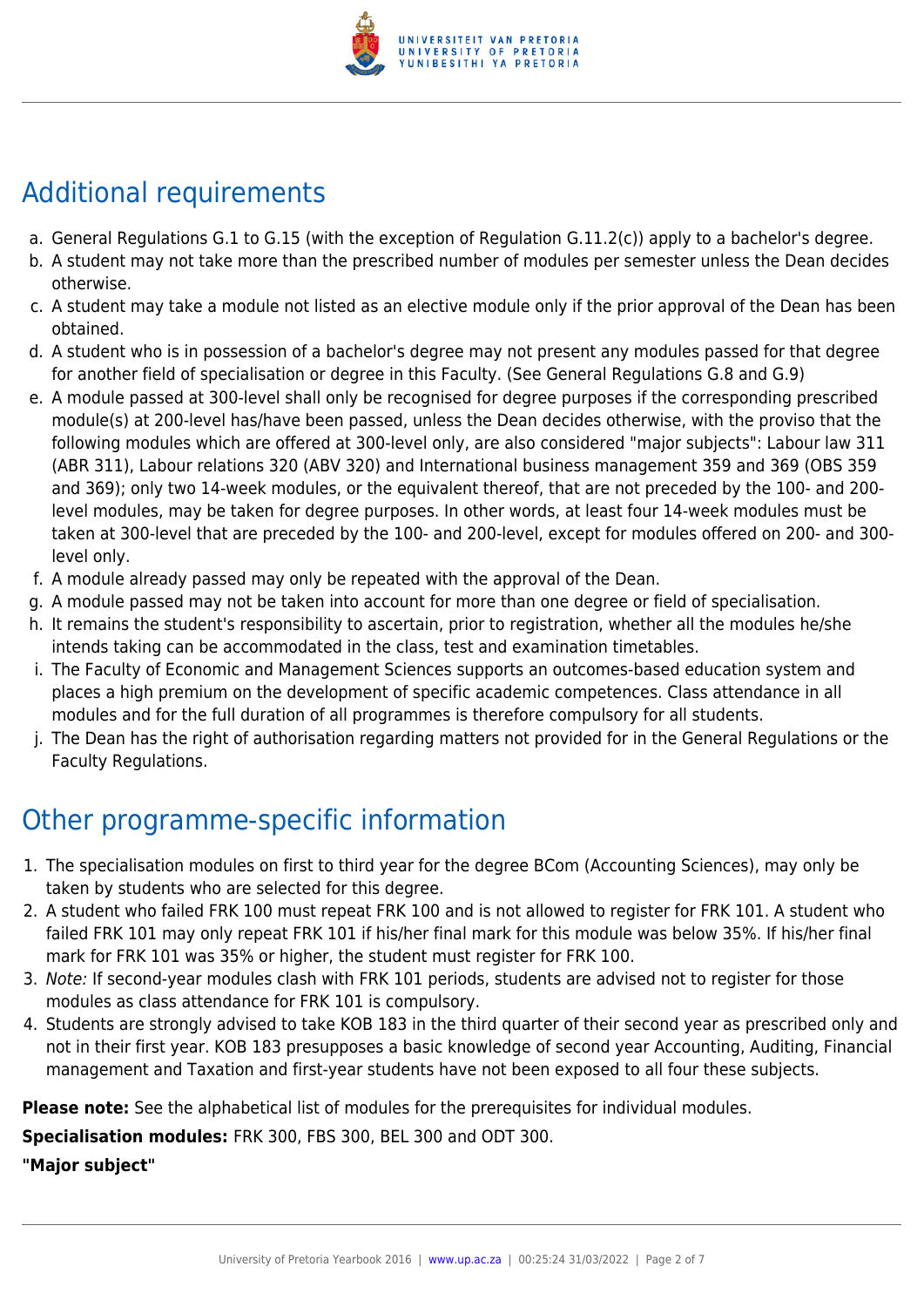## Additional requirements

a. General Regulations G.1 to G.15 (with the exception of Regulation G.11.2(c)) apply to a bachelor's degree.
b. A student may not take more than the prescribed number of modules per semester unless the Dean decides otherwise.
c. A student may take a module not listed as an elective module only if the prior approval of the Dean has been obtained.
d. A student who is in possession of a bachelor's degree may not present any modules passed for that degree for another field of specialisation or degree in this Faculty. (See General Regulations G.8 and G.9)
e. A module passed at 300-level shall only be recognised for degree purposes if the corresponding prescribed module(s) at 200-level has/have been passed, unless the Dean decides otherwise, with the proviso that the following modules which are offered at 300-level only, are also considered "major subjects": Labour law 311 (ABR 311), Labour relations 320 (ABV 320) and International business management 359 and 369 (OBS 359 and 369); only two 14-week modules, or the equivalent thereof, that are not preceded by the 100- and 200-level modules, may be taken for degree purposes. In other words, at least four 14-week modules must be taken at 300-level that are preceded by the 100- and 200-level, except for modules offered on 200- and 300-level only.
f. A module already passed may only be repeated with the approval of the Dean.
g. A module passed may not be taken into account for more than one degree or field of specialisation.
h. It remains the student's responsibility to ascertain, prior to registration, whether all the modules he/she intends taking can be accommodated in the class, test and examination timetables.
i. The Faculty of Economic and Management Sciences supports an outcomes-based education system and places a high premium on the development of specific academic competences. Class attendance in all modules and for the full duration of all programmes is therefore compulsory for all students.
j. The Dean has the right of authorisation regarding matters not provided for in the General Regulations or the Faculty Regulations.

## Other programme-specific information

1. The specialisation modules on first to third year for the degree BCom (Accounting Sciences), may only be taken by students who are selected for this degree.
2. A student who failed FRK 100 must repeat FRK 100 and is not allowed to register for FRK 101. A student who failed FRK 101 may only repeat FRK 101 if his/her final mark for this module was below 35%. If his/her final mark for FRK 101 was 35% or higher, the student must register for FRK 100.
3. *Note:* If second-year modules clash with FRK 101 periods, students are advised not to register for those modules as class attendance for FRK 101 is compulsory.
4. Students are strongly advised to take KOB 183 in the third quarter of their second year as prescribed only and not in their first year. KOB 183 presupposes a basic knowledge of second year Accounting, Auditing, Financial management and Taxation and first-year students have not been exposed to all four these subjects.

**Please note:** See the alphabetical list of modules for the prerequisites for individual modules.

**Specialisation modules:** FRK 300, FBS 300, BEL 300 and ODT 300.

**"Major subject"**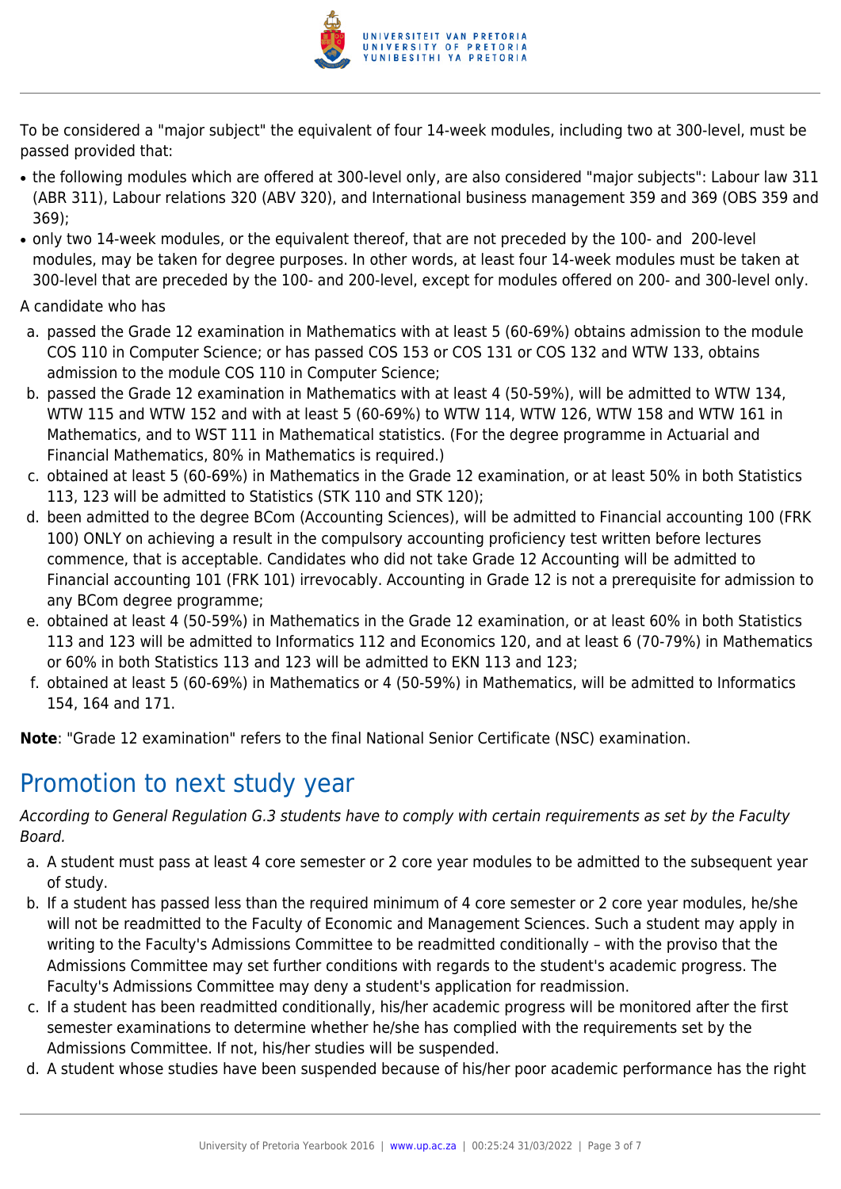To be considered a "major subject" the equivalent of four 14-week modules, including two at 300-level, must be passed provided that:

- the following modules which are offered at 300-level only, are also considered "major subjects": Labour law 311 (ABR 311), Labour relations 320 (ABV 320), and International business management 359 and 369 (OBS 359 and 369);
- only two 14-week modules, or the equivalent thereof, that are not preceded by the 100- and 200-level modules, may be taken for degree purposes. In other words, at least four 14-week modules must be taken at 300-level that are preceded by the 100- and 200-level, except for modules offered on 200- and 300-level only.

A candidate who has

a. passed the Grade 12 examination in Mathematics with at least 5 (60-69%) obtains admission to the module COS 110 in Computer Science; or has passed COS 153 or COS 131 or COS 132 and WTW 133, obtains admission to the module COS 110 in Computer Science;
b. passed the Grade 12 examination in Mathematics with at least 4 (50-59%), will be admitted to WTW 134, WTW 115 and WTW 152 and with at least 5 (60-69%) to WTW 114, WTW 126, WTW 158 and WTW 161 in Mathematics, and to WST 111 in Mathematical statistics. (For the degree programme in Actuarial and Financial Mathematics, 80% in Mathematics is required.)
c. obtained at least 5 (60-69%) in Mathematics in the Grade 12 examination, or at least 50% in both Statistics 113, 123 will be admitted to Statistics (STK 110 and STK 120);
d. been admitted to the degree BCom (Accounting Sciences), will be admitted to Financial accounting 100 (FRK 100) ONLY on achieving a result in the compulsory accounting proficiency test written before lectures commence, that is acceptable. Candidates who did not take Grade 12 Accounting will be admitted to Financial accounting 101 (FRK 101) irrevocably. Accounting in Grade 12 is not a prerequisite for admission to any BCom degree programme;
e. obtained at least 4 (50-59%) in Mathematics in the Grade 12 examination, or at least 60% in both Statistics 113 and 123 will be admitted to Informatics 112 and Economics 120, and at least 6 (70-79%) in Mathematics or 60% in both Statistics 113 and 123 will be admitted to EKN 113 and 123;
f. obtained at least 5 (60-69%) in Mathematics or 4 (50-59%) in Mathematics, will be admitted to Informatics 154, 164 and 171.

**Note**: "Grade 12 examination" refers to the final National Senior Certificate (NSC) examination.

## Promotion to next study year

*According to General Regulation G.3 students have to comply with certain requirements as set by the Faculty Board.*

a. A student must pass at least 4 core semester or 2 core year modules to be admitted to the subsequent year of study.
b. If a student has passed less than the required minimum of 4 core semester or 2 core year modules, he/she will not be readmitted to the Faculty of Economic and Management Sciences. Such a student may apply in writing to the Faculty's Admissions Committee to be readmitted conditionally – with the proviso that the Admissions Committee may set further conditions with regards to the student's academic progress. The Faculty's Admissions Committee may deny a student's application for readmission.
c. If a student has been readmitted conditionally, his/her academic progress will be monitored after the first semester examinations to determine whether he/she has complied with the requirements set by the Admissions Committee. If not, his/her studies will be suspended.
d. A student whose studies have been suspended because of his/her poor academic performance has the right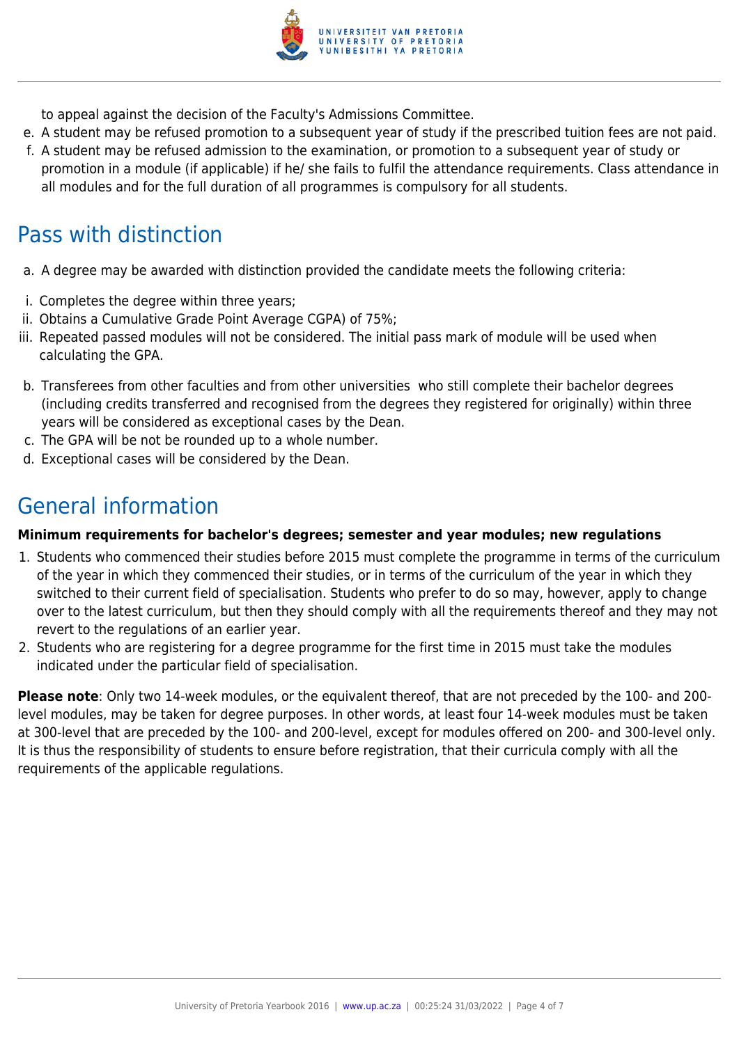to appeal against the decision of the Faculty's Admissions Committee.

e. A student may be refused promotion to a subsequent year of study if the prescribed tuition fees are not paid.
f. A student may be refused admission to the examination, or promotion to a subsequent year of study or promotion in a module (if applicable) if he/ she fails to fulfil the attendance requirements. Class attendance in all modules and for the full duration of all programmes is compulsory for all students.

## Pass with distinction

a. A degree may be awarded with distinction provided the candidate meets the following criteria:

i. Completes the degree within three years;
ii. Obtains a Cumulative Grade Point Average CGPA) of 75%;
iii. Repeated passed modules will not be considered. The initial pass mark of module will be used when calculating the GPA.

b. Transferees from other faculties and from other universities who still complete their bachelor degrees (including credits transferred and recognised from the degrees they registered for originally) within three years will be considered as exceptional cases by the Dean.
c. The GPA will be not be rounded up to a whole number.
d. Exceptional cases will be considered by the Dean.

## General information

**Minimum requirements for bachelor's degrees; semester and year modules; new regulations**

1. Students who commenced their studies before 2015 must complete the programme in terms of the curriculum of the year in which they commenced their studies, or in terms of the curriculum of the year in which they switched to their current field of specialisation. Students who prefer to do so may, however, apply to change over to the latest curriculum, but then they should comply with all the requirements thereof and they may not revert to the regulations of an earlier year.
2. Students who are registering for a degree programme for the first time in 2015 must take the modules indicated under the particular field of specialisation.

**Please note**: Only two 14-week modules, or the equivalent thereof, that are not preceded by the 100- and 200-level modules, may be taken for degree purposes. In other words, at least four 14-week modules must be taken at 300-level that are preceded by the 100- and 200-level, except for modules offered on 200- and 300-level only. It is thus the responsibility of students to ensure before registration, that their curricula comply with all the requirements of the applicable regulations.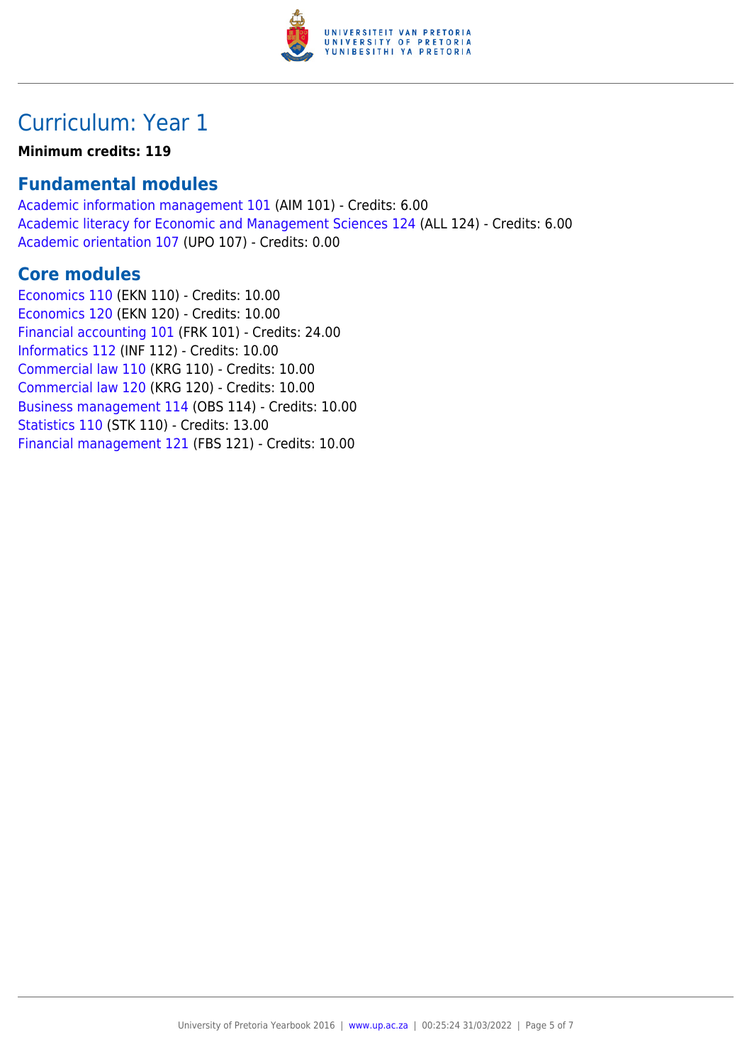# Curriculum: Year 1

**Minimum credits: 119**

## Fundamental modules

Academic information management 101 (AIM 101) - Credits: 6.00
Academic literacy for Economic and Management Sciences 124 (ALL 124) - Credits: 6.00
Academic orientation 107 (UPO 107) - Credits: 0.00

## Core modules

Economics 110 (EKN 110) - Credits: 10.00
Economics 120 (EKN 120) - Credits: 10.00
Financial accounting 101 (FRK 101) - Credits: 24.00
Informatics 112 (INF 112) - Credits: 10.00
Commercial law 110 (KRG 110) - Credits: 10.00
Commercial law 120 (KRG 120) - Credits: 10.00
Business management 114 (OBS 114) - Credits: 10.00
Statistics 110 (STK 110) - Credits: 13.00
Financial management 121 (FBS 121) - Credits: 10.00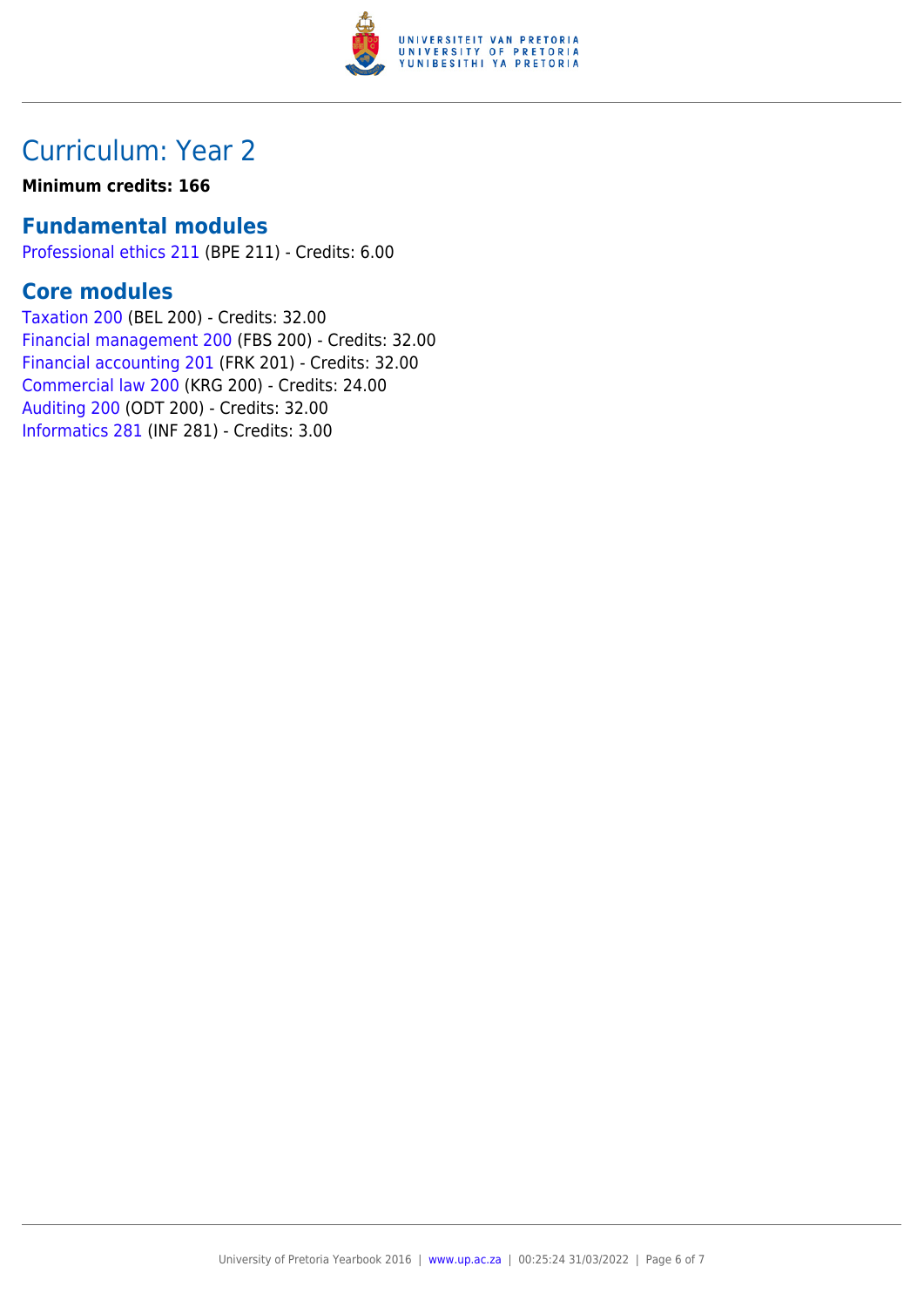# Curriculum: Year 2

**Minimum credits: 166**

## Fundamental modules

Professional ethics 211 (BPE 211) - Credits: 6.00

## Core modules

Taxation 200 (BEL 200) - Credits: 32.00
Financial management 200 (FBS 200) - Credits: 32.00
Financial accounting 201 (FRK 201) - Credits: 32.00
Commercial law 200 (KRG 200) - Credits: 24.00
Auditing 200 (ODT 200) - Credits: 32.00
Informatics 281 (INF 281) - Credits: 3.00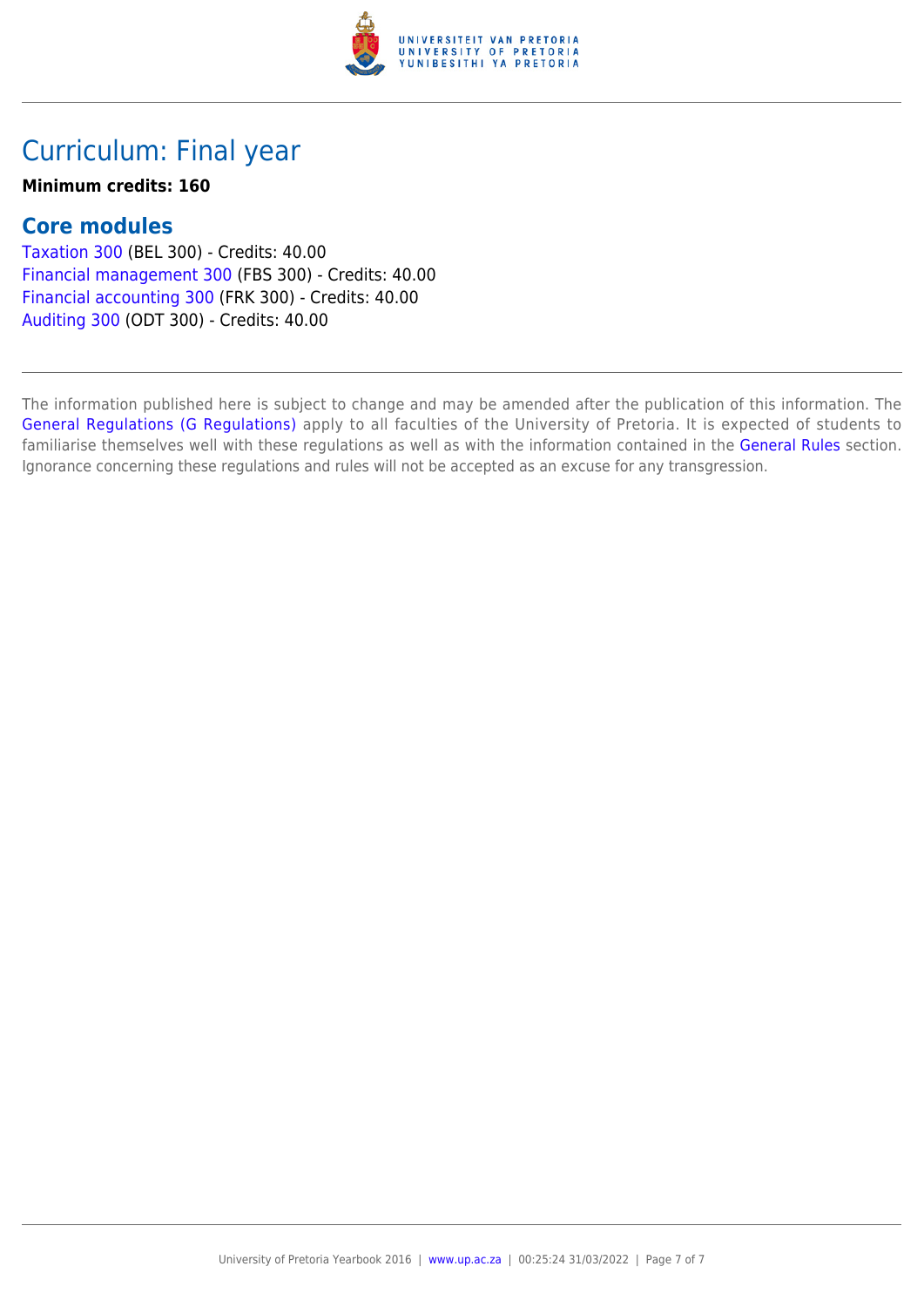## Curriculum: Final year

**Minimum credits: 160**

### Core modules

Taxation 300 (BEL 300) - Credits: 40.00
Financial management 300 (FBS 300) - Credits: 40.00
Financial accounting 300 (FRK 300) - Credits: 40.00
Auditing 300 (ODT 300) - Credits: 40.00

---

The information published here is subject to change and may be amended after the publication of this information. The General Regulations (G Regulations) apply to all faculties of the University of Pretoria. It is expected of students to familiarise themselves well with these regulations as well as with the information contained in the General Rules section. Ignorance concerning these regulations and rules will not be accepted as an excuse for any transgression.